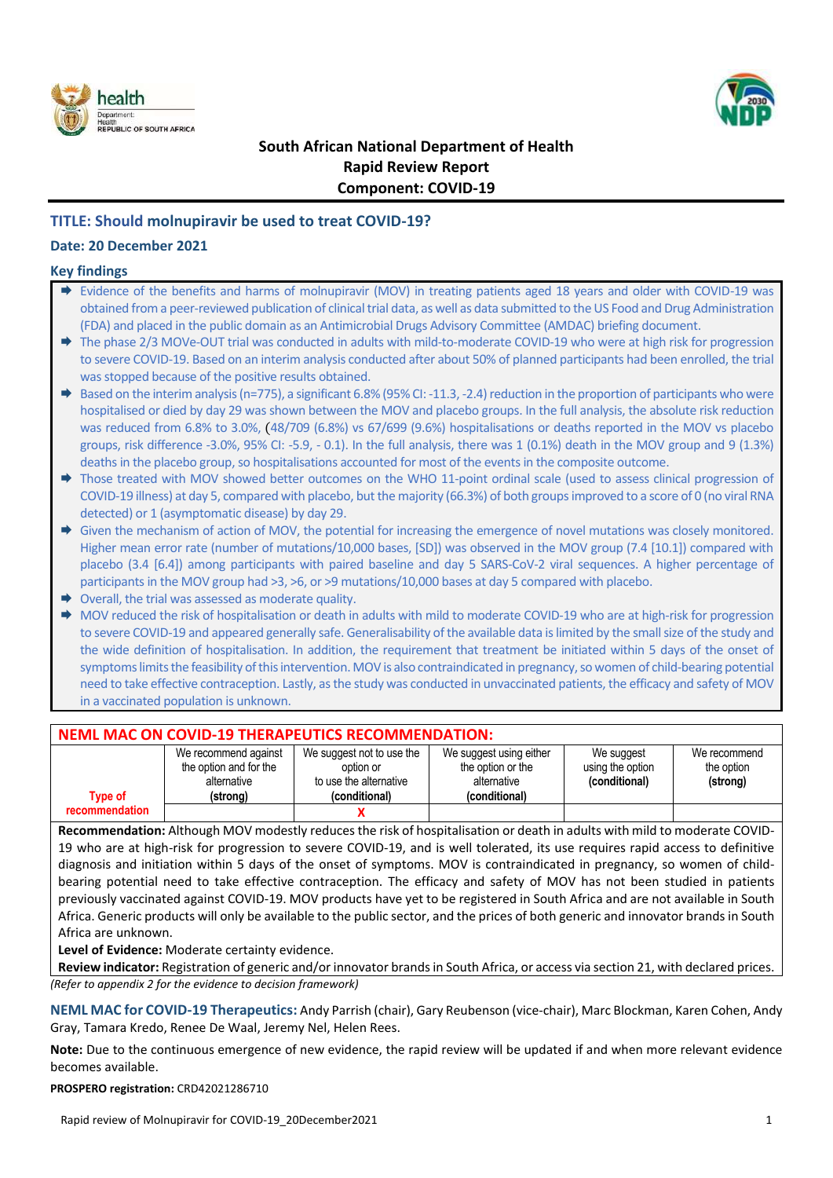**South African National Department of Health**
**Rapid Review Report**
**Component: COVID-19**

## TITLE: Should molnupiravir be used to treat COVID-19?

### Date: 20 December 2021

### Key findings

- Evidence of the benefits and harms of molnupiravir (MOV) in treating patients aged 18 years and older with COVID-19 was obtained from a peer-reviewed publication of clinical trial data, as well as data submitted to the US Food and Drug Administration (FDA) and placed in the public domain as an Antimicrobial Drugs Advisory Committee (AMDAC) briefing document.
- The phase 2/3 MOVe-OUT trial was conducted in adults with mild-to-moderate COVID-19 who were at high risk for progression to severe COVID-19. Based on an interim analysis conducted after about 50% of planned participants had been enrolled, the trial was stopped because of the positive results obtained.
- Based on the interim analysis (n=775), a significant 6.8% (95% CI: -11.3, -2.4) reduction in the proportion of participants who were hospitalised or died by day 29 was shown between the MOV and placebo groups. In the full analysis, the absolute risk reduction was reduced from 6.8% to 3.0%, (48/709 (6.8%) vs 67/699 (9.6%) hospitalisations or deaths reported in the MOV vs placebo groups, risk difference -3.0%, 95% CI: -5.9, - 0.1). In the full analysis, there was 1 (0.1%) death in the MOV group and 9 (1.3%) deaths in the placebo group, so hospitalisations accounted for most of the events in the composite outcome.
- Those treated with MOV showed better outcomes on the WHO 11-point ordinal scale (used to assess clinical progression of COVID-19 illness) at day 5, compared with placebo, but the majority (66.3%) of both groups improved to a score of 0 (no viral RNA detected) or 1 (asymptomatic disease) by day 29.
- Given the mechanism of action of MOV, the potential for increasing the emergence of novel mutations was closely monitored. Higher mean error rate (number of mutations/10,000 bases, [SD]) was observed in the MOV group (7.4 [10.1]) compared with placebo (3.4 [6.4]) among participants with paired baseline and day 5 SARS-CoV-2 viral sequences. A higher percentage of participants in the MOV group had >3, >6, or >9 mutations/10,000 bases at day 5 compared with placebo.
- Overall, the trial was assessed as moderate quality.
- MOV reduced the risk of hospitalisation or death in adults with mild to moderate COVID-19 who are at high-risk for progression to severe COVID-19 and appeared generally safe. Generalisability of the available data is limited by the small size of the study and the wide definition of hospitalisation. In addition, the requirement that treatment be initiated within 5 days of the onset of symptoms limits the feasibility of this intervention. MOV is also contraindicated in pregnancy, so women of child-bearing potential need to take effective contraception. Lastly, as the study was conducted in unvaccinated patients, the efficacy and safety of MOV in a vaccinated population is unknown.

### NEML MAC ON COVID-19 THERAPEUTICS RECOMMENDATION:

| Type of recommendation | We recommend against the option and for the alternative **(strong)** | We suggest not to use the option or to use the alternative **(conditional)** | We suggest using either the option or the alternative **(conditional)** | We suggest using the option **(conditional)** | We recommend the option **(strong)** |
|---|---|---|---|---|---|
| | | X | | | |

**Recommendation:** Although MOV modestly reduces the risk of hospitalisation or death in adults with mild to moderate COVID-19 who are at high-risk for progression to severe COVID-19, and is well tolerated, its use requires rapid access to definitive diagnosis and initiation within 5 days of the onset of symptoms. MOV is contraindicated in pregnancy, so women of child-bearing potential need to take effective contraception. The efficacy and safety of MOV has not been studied in patients previously vaccinated against COVID-19. MOV products have yet to be registered in South Africa and are not available in South Africa. Generic products will only be available to the public sector, and the prices of both generic and innovator brands in South Africa are unknown.

**Level of Evidence:** Moderate certainty evidence.

**Review indicator:** Registration of generic and/or innovator brands in South Africa, or access via section 21, with declared prices.

*(Refer to appendix 2 for the evidence to decision framework)*

**NEML MAC for COVID-19 Therapeutics:** Andy Parrish (chair), Gary Reubenson (vice-chair), Marc Blockman, Karen Cohen, Andy Gray, Tamara Kredo, Renee De Waal, Jeremy Nel, Helen Rees.

**Note:** Due to the continuous emergence of new evidence, the rapid review will be updated if and when more relevant evidence becomes available.

**PROSPERO registration:** CRD42021286710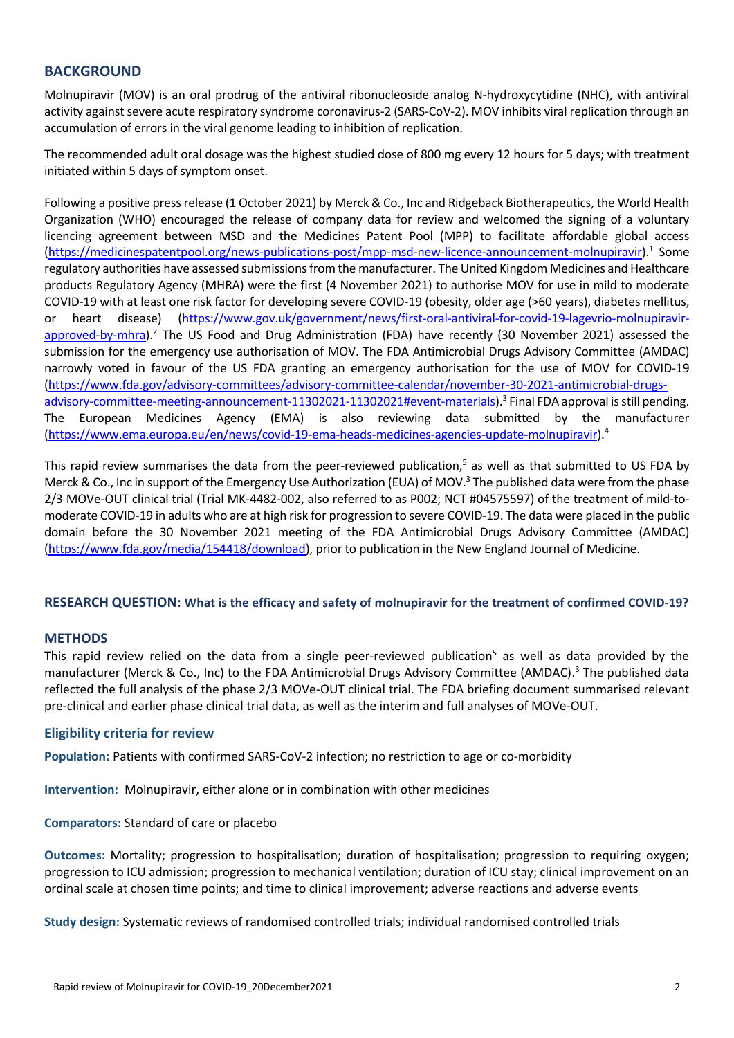## BACKGROUND

Molnupiravir (MOV) is an oral prodrug of the antiviral ribonucleoside analog N-hydroxycytidine (NHC), with antiviral activity against severe acute respiratory syndrome coronavirus-2 (SARS-CoV-2). MOV inhibits viral replication through an accumulation of errors in the viral genome leading to inhibition of replication.

The recommended adult oral dosage was the highest studied dose of 800 mg every 12 hours for 5 days; with treatment initiated within 5 days of symptom onset.

Following a positive press release (1 October 2021) by Merck & Co., Inc and Ridgeback Biotherapeutics, the World Health Organization (WHO) encouraged the release of company data for review and welcomed the signing of a voluntary licencing agreement between MSD and the Medicines Patent Pool (MPP) to facilitate affordable global access (https://medicinespatentpool.org/news-publications-post/mpp-msd-new-licence-announcement-molnupiravir).[1] Some regulatory authorities have assessed submissions from the manufacturer. The United Kingdom Medicines and Healthcare products Regulatory Agency (MHRA) were the first (4 November 2021) to authorise MOV for use in mild to moderate COVID-19 with at least one risk factor for developing severe COVID-19 (obesity, older age (>60 years), diabetes mellitus, or heart disease) (https://www.gov.uk/government/news/first-oral-antiviral-for-covid-19-lagevrio-molnupiravir-approved-by-mhra).[2] The US Food and Drug Administration (FDA) have recently (30 November 2021) assessed the submission for the emergency use authorisation of MOV. The FDA Antimicrobial Drugs Advisory Committee (AMDAC) narrowly voted in favour of the US FDA granting an emergency authorisation for the use of MOV for COVID-19 (https://www.fda.gov/advisory-committees/advisory-committee-calendar/november-30-2021-antimicrobial-drugs-advisory-committee-meeting-announcement-11302021-11302021#event-materials).[3] Final FDA approval is still pending. The European Medicines Agency (EMA) is also reviewing data submitted by the manufacturer (https://www.ema.europa.eu/en/news/covid-19-ema-heads-medicines-agencies-update-molnupiravir).[4]

This rapid review summarises the data from the peer-reviewed publication,[5] as well as that submitted to US FDA by Merck & Co., Inc in support of the Emergency Use Authorization (EUA) of MOV.[3] The published data were from the phase 2/3 MOVe-OUT clinical trial (Trial MK-4482-002, also referred to as P002; NCT #04575597) of the treatment of mild-to-moderate COVID-19 in adults who are at high risk for progression to severe COVID-19. The data were placed in the public domain before the 30 November 2021 meeting of the FDA Antimicrobial Drugs Advisory Committee (AMDAC) (https://www.fda.gov/media/154418/download), prior to publication in the New England Journal of Medicine.

## RESEARCH QUESTION: What is the efficacy and safety of molnupiravir for the treatment of confirmed COVID-19?

## METHODS

This rapid review relied on the data from a single peer-reviewed publication[5] as well as data provided by the manufacturer (Merck & Co., Inc) to the FDA Antimicrobial Drugs Advisory Committee (AMDAC).[3] The published data reflected the full analysis of the phase 2/3 MOVe-OUT clinical trial. The FDA briefing document summarised relevant pre-clinical and earlier phase clinical trial data, as well as the interim and full analyses of MOVe-OUT.

### Eligibility criteria for review

**Population:** Patients with confirmed SARS-CoV-2 infection; no restriction to age or co-morbidity

**Intervention:** Molnupiravir, either alone or in combination with other medicines

**Comparators:** Standard of care or placebo

**Outcomes:** Mortality; progression to hospitalisation; duration of hospitalisation; progression to requiring oxygen; progression to ICU admission; progression to mechanical ventilation; duration of ICU stay; clinical improvement on an ordinal scale at chosen time points; and time to clinical improvement; adverse reactions and adverse events

**Study design:** Systematic reviews of randomised controlled trials; individual randomised controlled trials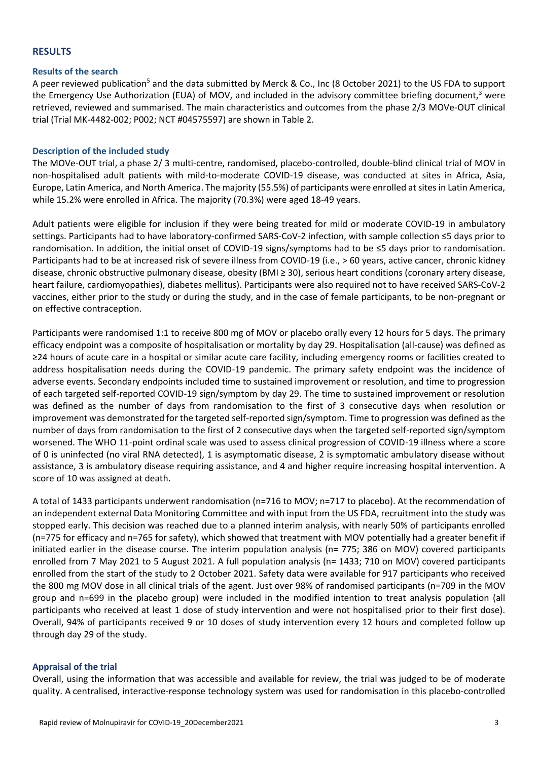## RESULTS

### Results of the search

A peer reviewed publication[5] and the data submitted by Merck & Co., Inc (8 October 2021) to the US FDA to support the Emergency Use Authorization (EUA) of MOV, and included in the advisory committee briefing document,[3] were retrieved, reviewed and summarised. The main characteristics and outcomes from the phase 2/3 MOVe-OUT clinical trial (Trial MK-4482-002; P002; NCT #04575597) are shown in Table 2.

### Description of the included study

The MOVe-OUT trial, a phase 2/ 3 multi-centre, randomised, placebo-controlled, double-blind clinical trial of MOV in non-hospitalised adult patients with mild-to-moderate COVID-19 disease, was conducted at sites in Africa, Asia, Europe, Latin America, and North America. The majority (55.5%) of participants were enrolled at sites in Latin America, while 15.2% were enrolled in Africa. The majority (70.3%) were aged 18-49 years.

Adult patients were eligible for inclusion if they were being treated for mild or moderate COVID-19 in ambulatory settings. Participants had to have laboratory-confirmed SARS-CoV-2 infection, with sample collection ≤5 days prior to randomisation. In addition, the initial onset of COVID-19 signs/symptoms had to be ≤5 days prior to randomisation. Participants had to be at increased risk of severe illness from COVID-19 (i.e., > 60 years, active cancer, chronic kidney disease, chronic obstructive pulmonary disease, obesity (BMI ≥ 30), serious heart conditions (coronary artery disease, heart failure, cardiomyopathies), diabetes mellitus). Participants were also required not to have received SARS-CoV-2 vaccines, either prior to the study or during the study, and in the case of female participants, to be non-pregnant or on effective contraception.

Participants were randomised 1:1 to receive 800 mg of MOV or placebo orally every 12 hours for 5 days. The primary efficacy endpoint was a composite of hospitalisation or mortality by day 29. Hospitalisation (all-cause) was defined as ≥24 hours of acute care in a hospital or similar acute care facility, including emergency rooms or facilities created to address hospitalisation needs during the COVID-19 pandemic. The primary safety endpoint was the incidence of adverse events. Secondary endpoints included time to sustained improvement or resolution, and time to progression of each targeted self-reported COVID-19 sign/symptom by day 29. The time to sustained improvement or resolution was defined as the number of days from randomisation to the first of 3 consecutive days when resolution or improvement was demonstrated for the targeted self-reported sign/symptom. Time to progression was defined as the number of days from randomisation to the first of 2 consecutive days when the targeted self-reported sign/symptom worsened. The WHO 11-point ordinal scale was used to assess clinical progression of COVID-19 illness where a score of 0 is uninfected (no viral RNA detected), 1 is asymptomatic disease, 2 is symptomatic ambulatory disease without assistance, 3 is ambulatory disease requiring assistance, and 4 and higher require increasing hospital intervention. A score of 10 was assigned at death.

A total of 1433 participants underwent randomisation (n=716 to MOV; n=717 to placebo). At the recommendation of an independent external Data Monitoring Committee and with input from the US FDA, recruitment into the study was stopped early. This decision was reached due to a planned interim analysis, with nearly 50% of participants enrolled (n=775 for efficacy and n=765 for safety), which showed that treatment with MOV potentially had a greater benefit if initiated earlier in the disease course. The interim population analysis (n= 775; 386 on MOV) covered participants enrolled from 7 May 2021 to 5 August 2021. A full population analysis (n= 1433; 710 on MOV) covered participants enrolled from the start of the study to 2 October 2021. Safety data were available for 917 participants who received the 800 mg MOV dose in all clinical trials of the agent. Just over 98% of randomised participants (n=709 in the MOV group and n=699 in the placebo group) were included in the modified intention to treat analysis population (all participants who received at least 1 dose of study intervention and were not hospitalised prior to their first dose). Overall, 94% of participants received 9 or 10 doses of study intervention every 12 hours and completed follow up through day 29 of the study.

### Appraisal of the trial

Overall, using the information that was accessible and available for review, the trial was judged to be of moderate quality. A centralised, interactive-response technology system was used for randomisation in this placebo-controlled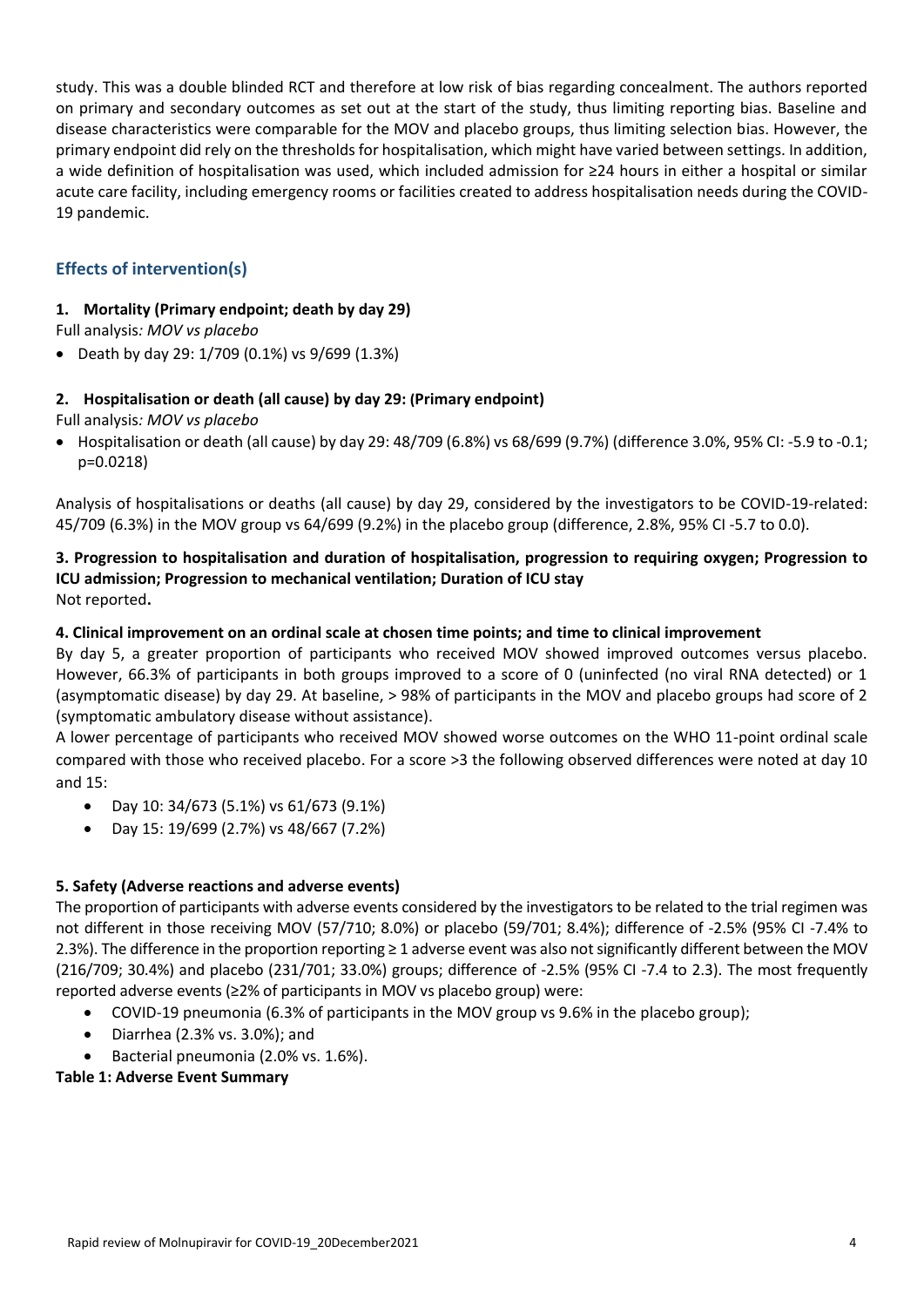study. This was a double blinded RCT and therefore at low risk of bias regarding concealment. The authors reported on primary and secondary outcomes as set out at the start of the study, thus limiting reporting bias. Baseline and disease characteristics were comparable for the MOV and placebo groups, thus limiting selection bias. However, the primary endpoint did rely on the thresholds for hospitalisation, which might have varied between settings. In addition, a wide definition of hospitalisation was used, which included admission for ≥24 hours in either a hospital or similar acute care facility, including emergency rooms or facilities created to address hospitalisation needs during the COVID-19 pandemic.

## Effects of intervention(s)

### 1. Mortality (Primary endpoint; death by day 29)

Full analysis*: MOV vs placebo*

- Death by day 29: 1/709 (0.1%) vs 9/699 (1.3%)

### 2. Hospitalisation or death (all cause) by day 29: (Primary endpoint)

Full analysis*: MOV vs placebo*

- Hospitalisation or death (all cause) by day 29: 48/709 (6.8%) vs 68/699 (9.7%) (difference 3.0%, 95% CI: -5.9 to -0.1; p=0.0218)

Analysis of hospitalisations or deaths (all cause) by day 29, considered by the investigators to be COVID-19-related: 45/709 (6.3%) in the MOV group vs 64/699 (9.2%) in the placebo group (difference, 2.8%, 95% CI -5.7 to 0.0).

### 3. Progression to hospitalisation and duration of hospitalisation, progression to requiring oxygen; Progression to ICU admission; Progression to mechanical ventilation; Duration of ICU stay

Not reported**.**

### 4. Clinical improvement on an ordinal scale at chosen time points; and time to clinical improvement

By day 5, a greater proportion of participants who received MOV showed improved outcomes versus placebo. However, 66.3% of participants in both groups improved to a score of 0 (uninfected (no viral RNA detected) or 1 (asymptomatic disease) by day 29. At baseline, > 98% of participants in the MOV and placebo groups had score of 2 (symptomatic ambulatory disease without assistance).

A lower percentage of participants who received MOV showed worse outcomes on the WHO 11-point ordinal scale compared with those who received placebo. For a score >3 the following observed differences were noted at day 10 and 15:

- Day 10: 34/673 (5.1%) vs 61/673 (9.1%)
- Day 15: 19/699 (2.7%) vs 48/667 (7.2%)

### 5. Safety (Adverse reactions and adverse events)

The proportion of participants with adverse events considered by the investigators to be related to the trial regimen was not different in those receiving MOV (57/710; 8.0%) or placebo (59/701; 8.4%); difference of -2.5% (95% CI -7.4% to 2.3%). The difference in the proportion reporting ≥ 1 adverse event was also not significantly different between the MOV (216/709; 30.4%) and placebo (231/701; 33.0%) groups; difference of -2.5% (95% CI -7.4 to 2.3). The most frequently reported adverse events (≥2% of participants in MOV vs placebo group) were:

- COVID-19 pneumonia (6.3% of participants in the MOV group vs 9.6% in the placebo group);
- Diarrhea (2.3% vs. 3.0%); and
- Bacterial pneumonia (2.0% vs. 1.6%).

**Table 1: Adverse Event Summary**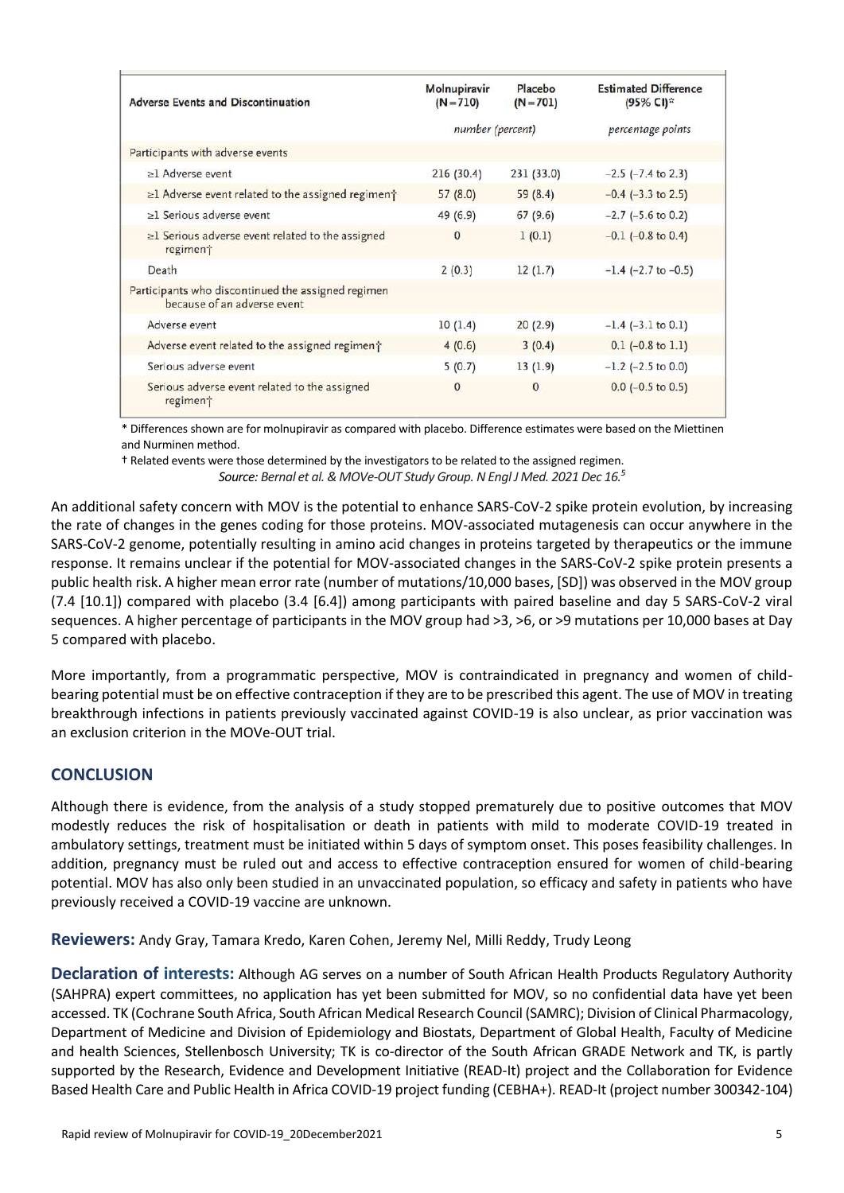| Adverse Events and Discontinuation | Molnupiravir (N=710) | Placebo (N=701) | Estimated Difference (95% CI)* |
|---|---|---|---|
| | *number (percent)* | | *percentage points* |
| Participants with adverse events | | | |
| ≥1 Adverse event | 216 (30.4) | 231 (33.0) | −2.5 (−7.4 to 2.3) |
| ≥1 Adverse event related to the assigned regimen† | 57 (8.0) | 59 (8.4) | −0.4 (−3.3 to 2.5) |
| ≥1 Serious adverse event | 49 (6.9) | 67 (9.6) | −2.7 (−5.6 to 0.2) |
| ≥1 Serious adverse event related to the assigned regimen† | 0 | 1 (0.1) | −0.1 (−0.8 to 0.4) |
| Death | 2 (0.3) | 12 (1.7) | −1.4 (−2.7 to −0.5) |
| Participants who discontinued the assigned regimen because of an adverse event | | | |
| Adverse event | 10 (1.4) | 20 (2.9) | −1.4 (−3.1 to 0.1) |
| Adverse event related to the assigned regimen† | 4 (0.6) | 3 (0.4) | 0.1 (−0.8 to 1.1) |
| Serious adverse event | 5 (0.7) | 13 (1.9) | −1.2 (−2.5 to 0.0) |
| Serious adverse event related to the assigned regimen† | 0 | 0 | 0.0 (−0.5 to 0.5) |

\* Differences shown are for molnupiravir as compared with placebo. Difference estimates were based on the Miettinen and Nurminen method.

† Related events were those determined by the investigators to be related to the assigned regimen.

*Source: Bernal et al. & MOVe-OUT Study Group. N Engl J Med. 2021 Dec 16.*[5]

An additional safety concern with MOV is the potential to enhance SARS-CoV-2 spike protein evolution, by increasing the rate of changes in the genes coding for those proteins. MOV-associated mutagenesis can occur anywhere in the SARS-CoV-2 genome, potentially resulting in amino acid changes in proteins targeted by therapeutics or the immune response. It remains unclear if the potential for MOV-associated changes in the SARS-CoV-2 spike protein presents a public health risk. A higher mean error rate (number of mutations/10,000 bases, [SD]) was observed in the MOV group (7.4 [10.1]) compared with placebo (3.4 [6.4]) among participants with paired baseline and day 5 SARS-CoV-2 viral sequences. A higher percentage of participants in the MOV group had >3, >6, or >9 mutations per 10,000 bases at Day 5 compared with placebo.

More importantly, from a programmatic perspective, MOV is contraindicated in pregnancy and women of child-bearing potential must be on effective contraception if they are to be prescribed this agent. The use of MOV in treating breakthrough infections in patients previously vaccinated against COVID-19 is also unclear, as prior vaccination was an exclusion criterion in the MOVe-OUT trial.

## CONCLUSION

Although there is evidence, from the analysis of a study stopped prematurely due to positive outcomes that MOV modestly reduces the risk of hospitalisation or death in patients with mild to moderate COVID-19 treated in ambulatory settings, treatment must be initiated within 5 days of symptom onset. This poses feasibility challenges. In addition, pregnancy must be ruled out and access to effective contraception ensured for women of child-bearing potential. MOV has also only been studied in an unvaccinated population, so efficacy and safety in patients who have previously received a COVID-19 vaccine are unknown.

**Reviewers:** Andy Gray, Tamara Kredo, Karen Cohen, Jeremy Nel, Milli Reddy, Trudy Leong

**Declaration of interests:** Although AG serves on a number of South African Health Products Regulatory Authority (SAHPRA) expert committees, no application has yet been submitted for MOV, so no confidential data have yet been accessed. TK (Cochrane South Africa, South African Medical Research Council (SAMRC); Division of Clinical Pharmacology, Department of Medicine and Division of Epidemiology and Biostats, Department of Global Health, Faculty of Medicine and health Sciences, Stellenbosch University; TK is co-director of the South African GRADE Network and TK, is partly supported by the Research, Evidence and Development Initiative (READ-It) project and the Collaboration for Evidence Based Health Care and Public Health in Africa COVID-19 project funding (CEBHA+). READ-It (project number 300342-104)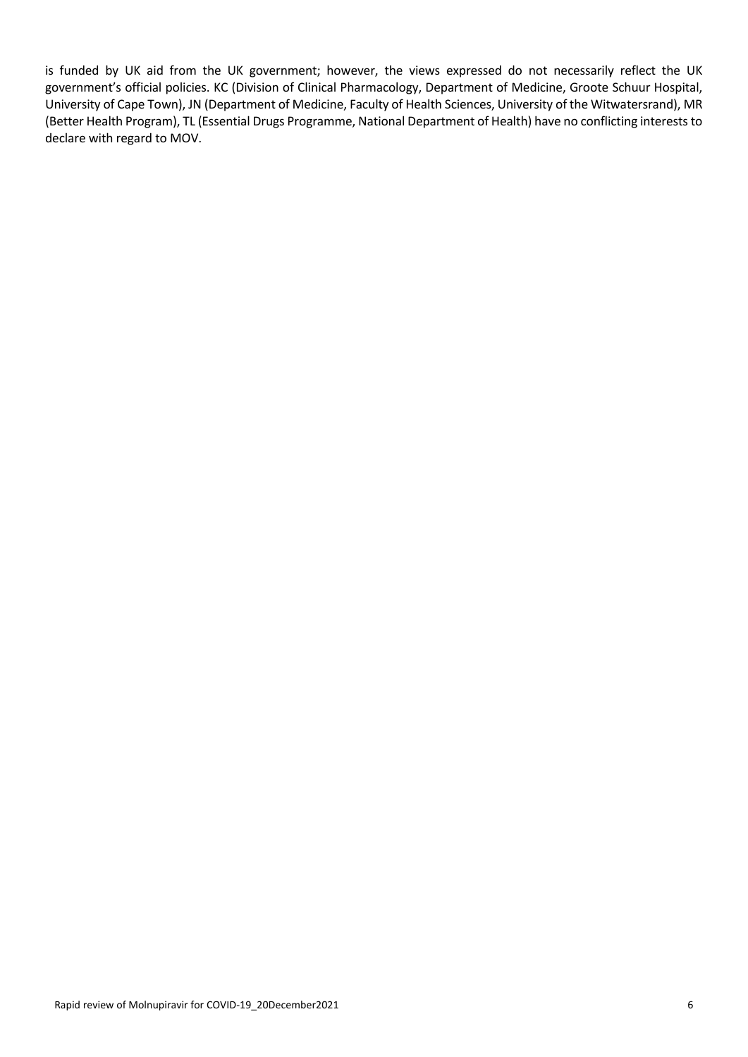is funded by UK aid from the UK government; however, the views expressed do not necessarily reflect the UK government's official policies. KC (Division of Clinical Pharmacology, Department of Medicine, Groote Schuur Hospital, University of Cape Town), JN (Department of Medicine, Faculty of Health Sciences, University of the Witwatersrand), MR (Better Health Program), TL (Essential Drugs Programme, National Department of Health) have no conflicting interests to declare with regard to MOV.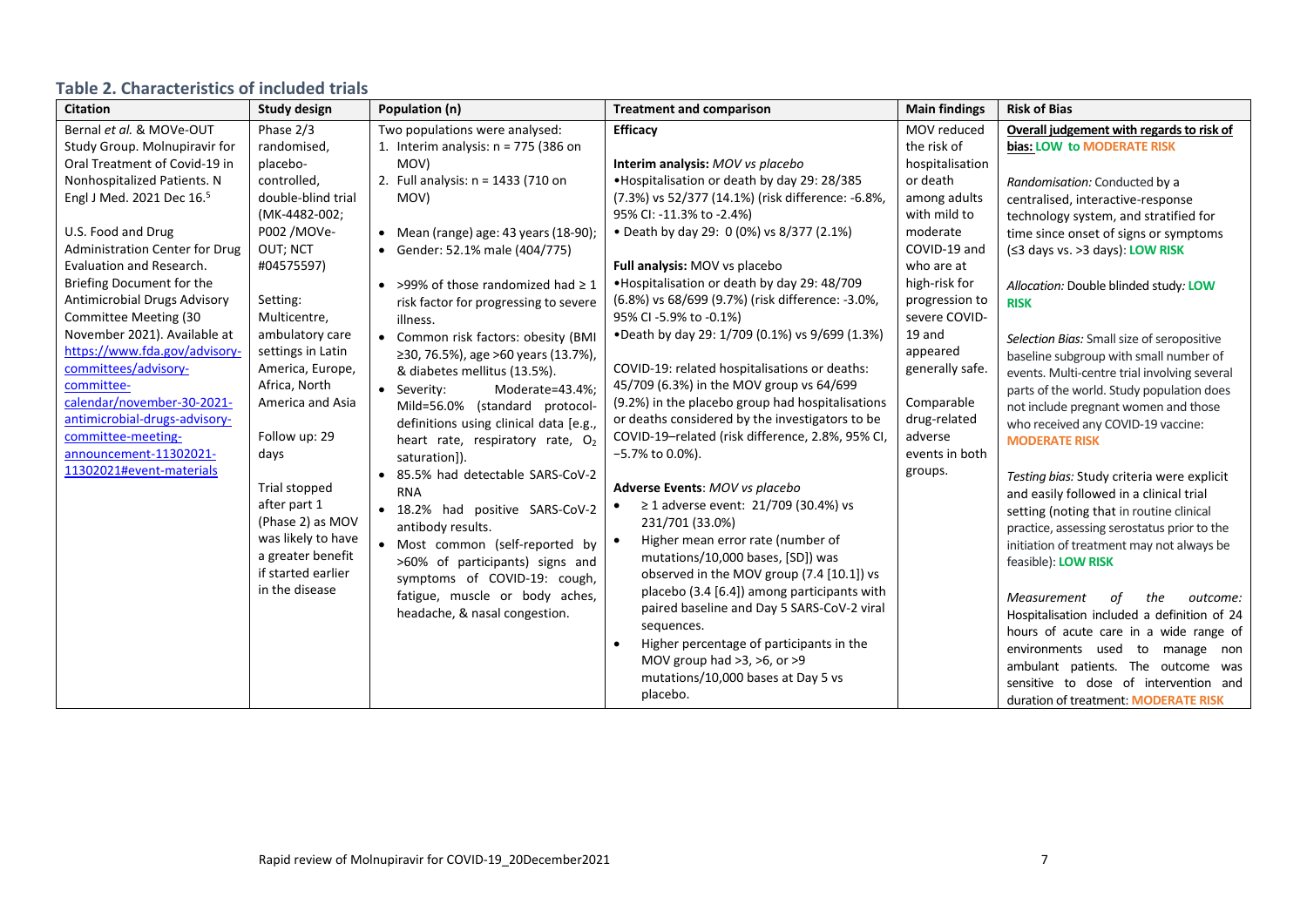### Table 2. Characteristics of included trials

| Citation | Study design | Population (n) | Treatment and comparison | Main findings | Risk of Bias |
|---|---|---|---|---|---|
| Bernal *et al.* & MOVe-OUT Study Group. Molnupiravir for Oral Treatment of Covid-19 in Nonhospitalized Patients. N Engl J Med. 2021 Dec 16.[5]<br><br>U.S. Food and Drug Administration Center for Drug Evaluation and Research. Briefing Document for the Antimicrobial Drugs Advisory Committee Meeting (30 November 2021). Available at https://www.fda.gov/advisory-committees/advisory-committee-calendar/november-30-2021-antimicrobial-drugs-advisory-committee-meeting-announcement-11302021-11302021#event-materials | Phase 2/3 randomised, placebo-controlled, double-blind trial (MK-4482-002; P002 /MOVe-OUT; NCT #04575597)<br><br>Setting: Multicentre, ambulatory care settings in Latin America, Europe, Africa, North America and Asia<br><br>Follow up: 29 days<br><br>Trial stopped after part 1 (Phase 2) as MOV was likely to have a greater benefit if started earlier in the disease | Two populations were analysed:<br>1. Interim analysis: n = 775 (386 on MOV)<br>2. Full analysis: n = 1433 (710 on MOV)<br><br>• Mean (range) age: 43 years (18-90);<br>• Gender: 52.1% male (404/775)<br><br>• >99% of those randomized had ≥ 1 risk factor for progressing to severe illness.<br>• Common risk factors: obesity (BMI ≥30, 76.5%), age >60 years (13.7%), & diabetes mellitus (13.5%).<br>• Severity: Moderate=43.4%; Mild=56.0% (standard protocol-definitions using clinical data [e.g., heart rate, respiratory rate, $O_2$ saturation]).<br>• 85.5% had detectable SARS-CoV-2 RNA<br>• 18.2% had positive SARS-CoV-2 antibody results.<br>• Most common (self-reported by >60% of participants) signs and symptoms of COVID-19: cough, fatigue, muscle or body aches, headache, & nasal congestion. | **Efficacy**<br><br>**Interim analysis:** *MOV vs placebo*<br>•Hospitalisation or death by day 29: 28/385 (7.3%) vs 52/377 (14.1%) (risk difference: -6.8%, 95% CI: -11.3% to -2.4%)<br>• Death by day 29: 0 (0%) vs 8/377 (2.1%)<br><br>**Full analysis:** MOV vs placebo<br>•Hospitalisation or death by day 29: 48/709 (6.8%) vs 68/699 (9.7%) (risk difference: -3.0%, 95% CI -5.9% to -0.1%)<br>•Death by day 29: 1/709 (0.1%) vs 9/699 (1.3%)<br><br>COVID-19: related hospitalisations or deaths: 45/709 (6.3%) in the MOV group vs 64/699 (9.2%) in the placebo group had hospitalisations or deaths considered by the investigators to be COVID-19–related (risk difference, 2.8%, 95% CI, −5.7% to 0.0%).<br><br>**Adverse Events**: *MOV vs placebo*<br>• ≥ 1 adverse event: 21/709 (30.4%) vs 231/701 (33.0%)<br>• Higher mean error rate (number of mutations/10,000 bases, [SD]) was observed in the MOV group (7.4 [10.1]) vs placebo (3.4 [6.4]) among participants with paired baseline and Day 5 SARS-CoV-2 viral sequences.<br>• Higher percentage of participants in the MOV group had >3, >6, or >9 mutations/10,000 bases at Day 5 vs placebo. | MOV reduced the risk of hospitalisation or death among adults with mild to moderate COVID-19 and who are at high-risk for progression to severe COVID-19 and appeared generally safe.<br><br>Comparable drug-related adverse events in both groups. | **Overall judgement with regards to risk of bias: LOW to MODERATE RISK**<br><br>*Randomisation:* Conducted by a centralised, interactive-response technology system, and stratified for time since onset of signs or symptoms (≤3 days vs. >3 days): **LOW RISK**<br><br>*Allocation:* Double blinded study*:* **LOW RISK**<br><br>*Selection Bias:* Small size of seropositive baseline subgroup with small number of events. Multi-centre trial involving several parts of the world. Study population does not include pregnant women and those who received any COVID-19 vaccine: **MODERATE RISK**<br><br>*Testing bias:* Study criteria were explicit and easily followed in a clinical trial setting (noting that in routine clinical practice, assessing serostatus prior to the initiation of treatment may not always be feasible): **LOW RISK**<br><br>*Measurement of the outcome:* Hospitalisation included a definition of 24 hours of acute care in a wide range of environments used to manage non ambulant patients. The outcome was sensitive to dose of intervention and duration of treatment: **MODERATE RISK** |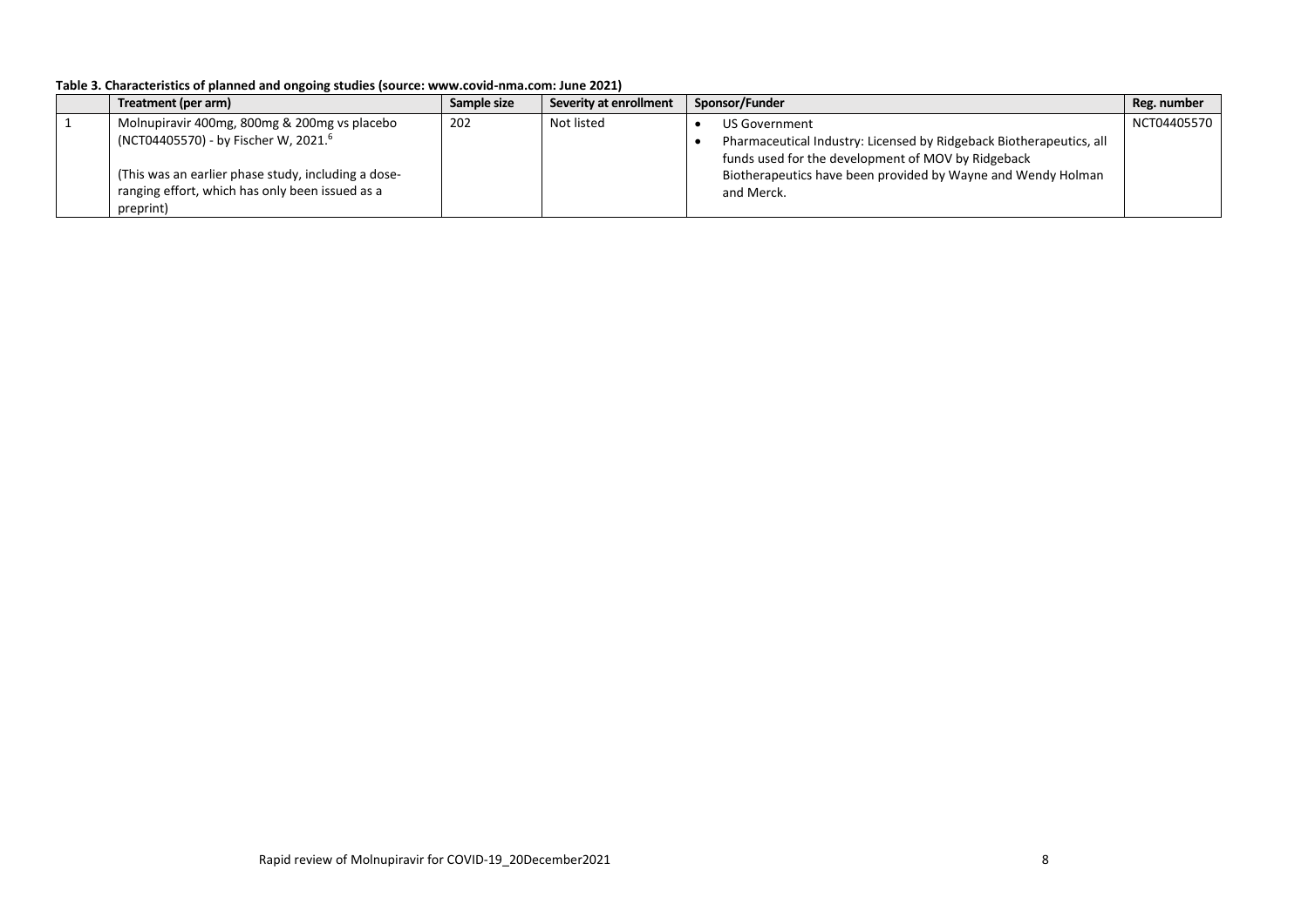**Table 3. Characteristics of planned and ongoing studies (source: www.covid-nma.com: June 2021)**

| | Treatment (per arm) | Sample size | Severity at enrollment | Sponsor/Funder | Reg. number |
|---|---|---|---|---|---|
| 1 | Molnupiravir 400mg, 800mg & 200mg vs placebo (NCT04405570) - by Fischer W, 2021.[6]<br><br>(This was an earlier phase study, including a dose-ranging effort, which has only been issued as a preprint) | 202 | Not listed | • US Government<br>• Pharmaceutical Industry: Licensed by Ridgeback Biotherapeutics, all funds used for the development of MOV by Ridgeback Biotherapeutics have been provided by Wayne and Wendy Holman and Merck. | NCT04405570 |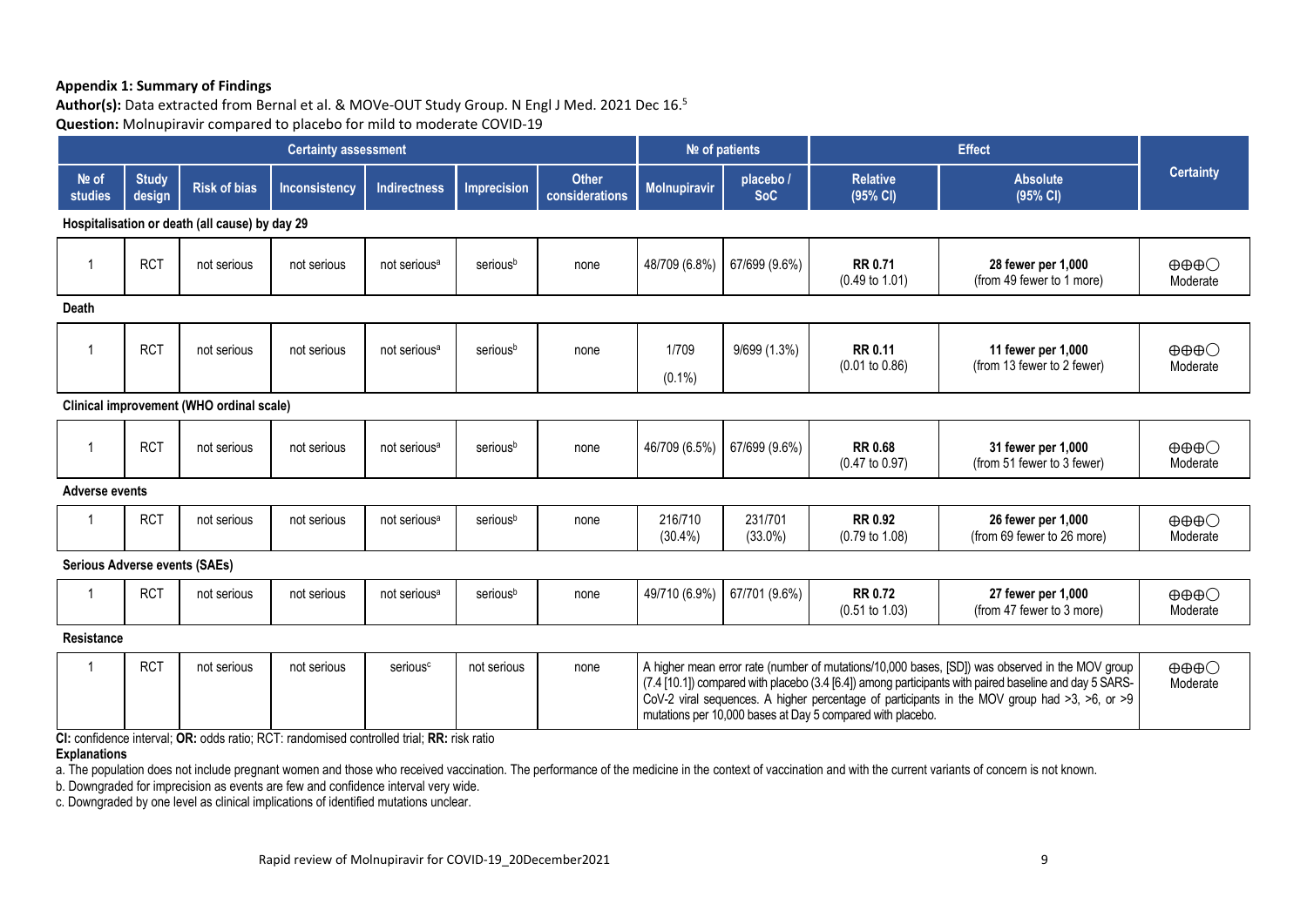**Appendix 1: Summary of Findings**

**Author(s):** Data extracted from Bernal et al. & MOVe-OUT Study Group. N Engl J Med. 2021 Dec 16.[5]

**Question:** Molnupiravir compared to placebo for mild to moderate COVID-19

| Certainty assessment | | | | | | | № of patients | | Effect | | Certainty |
|---|---|---|---|---|---|---|---|---|---|---|---|
| № of studies | Study design | Risk of bias | Inconsistency | Indirectness | Imprecision | Other considerations | Molnupiravir | placebo / SoC | Relative (95% CI) | Absolute (95% CI) | |
| **Hospitalisation or death (all cause) by day 29** | | | | | | | | | | | |
| 1 | RCT | not serious | not serious | not serious[a] | serious[b] | none | 48/709 (6.8%) | 67/699 (9.6%) | **RR 0.71** (0.49 to 1.01) | **28 fewer per 1,000** (from 49 fewer to 1 more) | ⊕⊕⊕◯ Moderate |
| **Death** | | | | | | | | | | | |
| 1 | RCT | not serious | not serious | not serious[a] | serious[b] | none | 1/709 (0.1%) | 9/699 (1.3%) | **RR 0.11** (0.01 to 0.86) | **11 fewer per 1,000** (from 13 fewer to 2 fewer) | ⊕⊕⊕◯ Moderate |
| **Clinical improvement (WHO ordinal scale)** | | | | | | | | | | | |
| 1 | RCT | not serious | not serious | not serious[a] | serious[b] | none | 46/709 (6.5%) | 67/699 (9.6%) | **RR 0.68** (0.47 to 0.97) | **31 fewer per 1,000** (from 51 fewer to 3 fewer) | ⊕⊕⊕◯ Moderate |
| **Adverse events** | | | | | | | | | | | |
| 1 | RCT | not serious | not serious | not serious[a] | serious[b] | none | 216/710 (30.4%) | 231/701 (33.0%) | **RR 0.92** (0.79 to 1.08) | **26 fewer per 1,000** (from 69 fewer to 26 more) | ⊕⊕⊕◯ Moderate |
| **Serious Adverse events (SAEs)** | | | | | | | | | | | |
| 1 | RCT | not serious | not serious | not serious[a] | serious[b] | none | 49/710 (6.9%) | 67/701 (9.6%) | **RR 0.72** (0.51 to 1.03) | **27 fewer per 1,000** (from 47 fewer to 3 more) | ⊕⊕⊕◯ Moderate |
| **Resistance** | | | | | | | | | | | |
| 1 | RCT | not serious | not serious | serious[c] | not serious | none | A higher mean error rate (number of mutations/10,000 bases, [SD]) was observed in the MOV group (7.4 [10.1]) compared with placebo (3.4 [6.4]) among participants with paired baseline and day 5 SARS-CoV-2 viral sequences. A higher percentage of participants in the MOV group had >3, >6, or >9 mutations per 10,000 bases at Day 5 compared with placebo. | | | | ⊕⊕⊕◯ Moderate |

**CI:** confidence interval; **OR:** odds ratio; RCT: randomised controlled trial; **RR:** risk ratio

**Explanations**

a. The population does not include pregnant women and those who received vaccination. The performance of the medicine in the context of vaccination and with the current variants of concern is not known.

b. Downgraded for imprecision as events are few and confidence interval very wide.

c. Downgraded by one level as clinical implications of identified mutations unclear.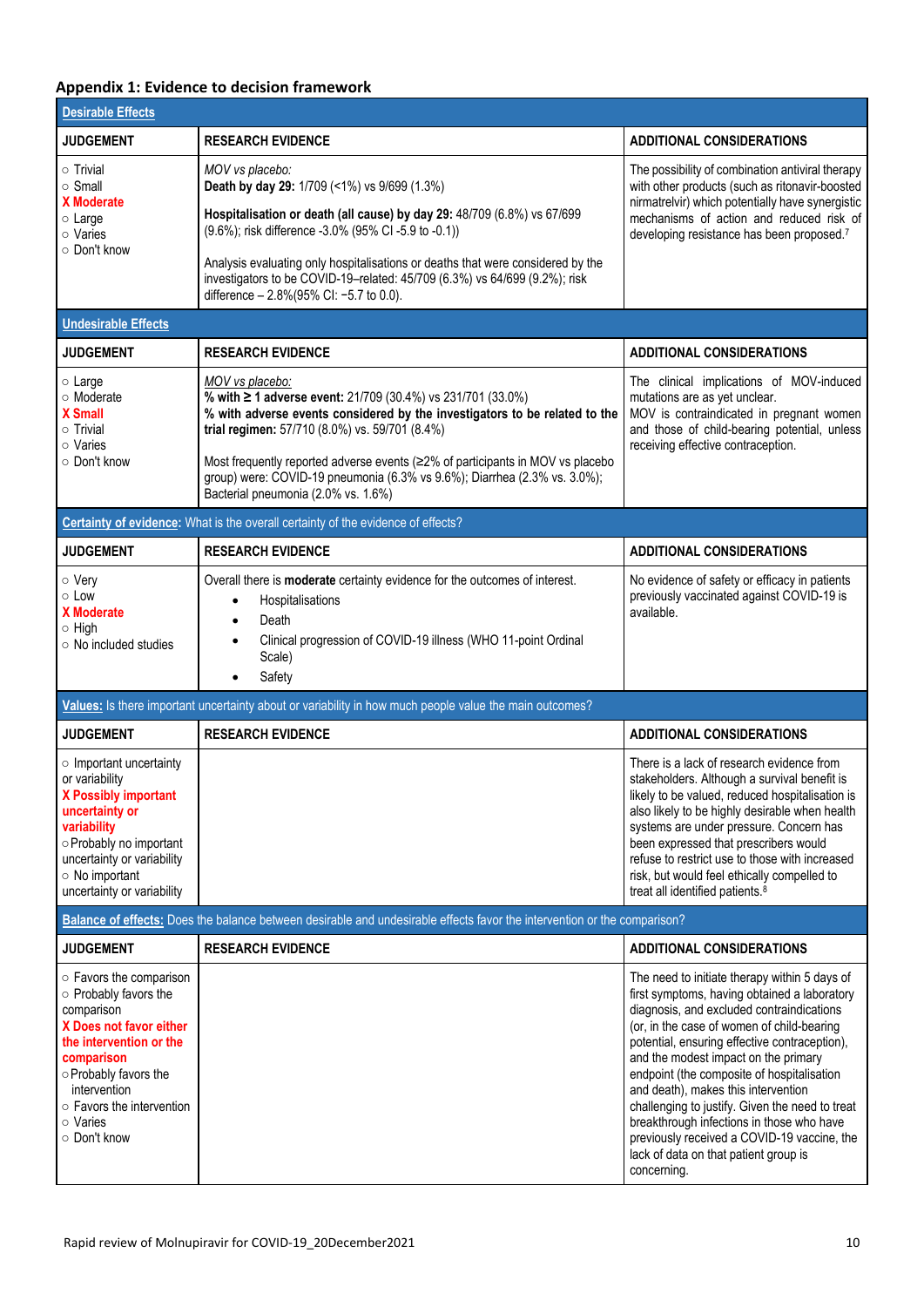## Appendix 1: Evidence to decision framework

| **Desirable Effects** | | |
|---|---|---|
| **JUDGEMENT** | **RESEARCH EVIDENCE** | **ADDITIONAL CONSIDERATIONS** |
| ○ Trivial<br>○ Small<br>**X Moderate**<br>○ Large<br>○ Varies<br>○ Don't know | *MOV vs placebo:*<br>**Death by day 29:** 1/709 (<1%) vs 9/699 (1.3%)<br><br>**Hospitalisation or death (all cause) by day 29:** 48/709 (6.8%) vs 67/699 (9.6%); risk difference -3.0% (95% CI -5.9 to -0.1))<br><br>Analysis evaluating only hospitalisations or deaths that were considered by the investigators to be COVID-19–related: 45/709 (6.3%) vs 64/699 (9.2%); risk difference – 2.8%(95% CI: −5.7 to 0.0). | The possibility of combination antiviral therapy with other products (such as ritonavir-boosted nirmatrelvir) which potentially have synergistic mechanisms of action and reduced risk of developing resistance has been proposed.[7] |
| **Undesirable Effects** | | |
| **JUDGEMENT** | **RESEARCH EVIDENCE** | **ADDITIONAL CONSIDERATIONS** |
| ○ Large<br>○ Moderate<br>**X Small**<br>○ Trivial<br>○ Varies<br>○ Don't know | *MOV vs placebo:*<br>**% with ≥ 1 adverse event:** 21/709 (30.4%) vs 231/701 (33.0%)<br>**% with adverse events considered by the investigators to be related to the trial regimen:** 57/710 (8.0%) vs. 59/701 (8.4%)<br><br>Most frequently reported adverse events (≥2% of participants in MOV vs placebo group) were: COVID-19 pneumonia (6.3% vs 9.6%); Diarrhea (2.3% vs. 3.0%); Bacterial pneumonia (2.0% vs. 1.6%) | The clinical implications of MOV-induced mutations are as yet unclear.<br>MOV is contraindicated in pregnant women and those of child-bearing potential, unless receiving effective contraception. |
| **Certainty of evidence:** What is the overall certainty of the evidence of effects? | | |
| **JUDGEMENT** | **RESEARCH EVIDENCE** | **ADDITIONAL CONSIDERATIONS** |
| ○ Very<br>○ Low<br>**X Moderate**<br>○ High<br>○ No included studies | Overall there is **moderate** certainty evidence for the outcomes of interest.<br>• Hospitalisations<br>• Death<br>• Clinical progression of COVID-19 illness (WHO 11-point Ordinal Scale)<br>• Safety | No evidence of safety or efficacy in patients previously vaccinated against COVID-19 is available. |
| **Values:** Is there important uncertainty about or variability in how much people value the main outcomes? | | |
| **JUDGEMENT** | **RESEARCH EVIDENCE** | **ADDITIONAL CONSIDERATIONS** |
| ○ Important uncertainty or variability<br>**X Possibly important uncertainty or variability**<br>○ Probably no important uncertainty or variability<br>○ No important uncertainty or variability | | There is a lack of research evidence from stakeholders. Although a survival benefit is likely to be valued, reduced hospitalisation is also likely to be highly desirable when health systems are under pressure. Concern has been expressed that prescribers would refuse to restrict use to those with increased risk, but would feel ethically compelled to treat all identified patients.[8] |
| **Balance of effects:** Does the balance between desirable and undesirable effects favor the intervention or the comparison? | | |
| **JUDGEMENT** | **RESEARCH EVIDENCE** | **ADDITIONAL CONSIDERATIONS** |
| ○ Favors the comparison<br>○ Probably favors the comparison<br>**X Does not favor either the intervention or the comparison**<br>○ Probably favors the intervention<br>○ Favors the intervention<br>○ Varies<br>○ Don't know | | The need to initiate therapy within 5 days of first symptoms, having obtained a laboratory diagnosis, and excluded contraindications (or, in the case of women of child-bearing potential, ensuring effective contraception), and the modest impact on the primary endpoint (the composite of hospitalisation and death), makes this intervention challenging to justify. Given the need to treat breakthrough infections in those who have previously received a COVID-19 vaccine, the lack of data on that patient group is concerning. |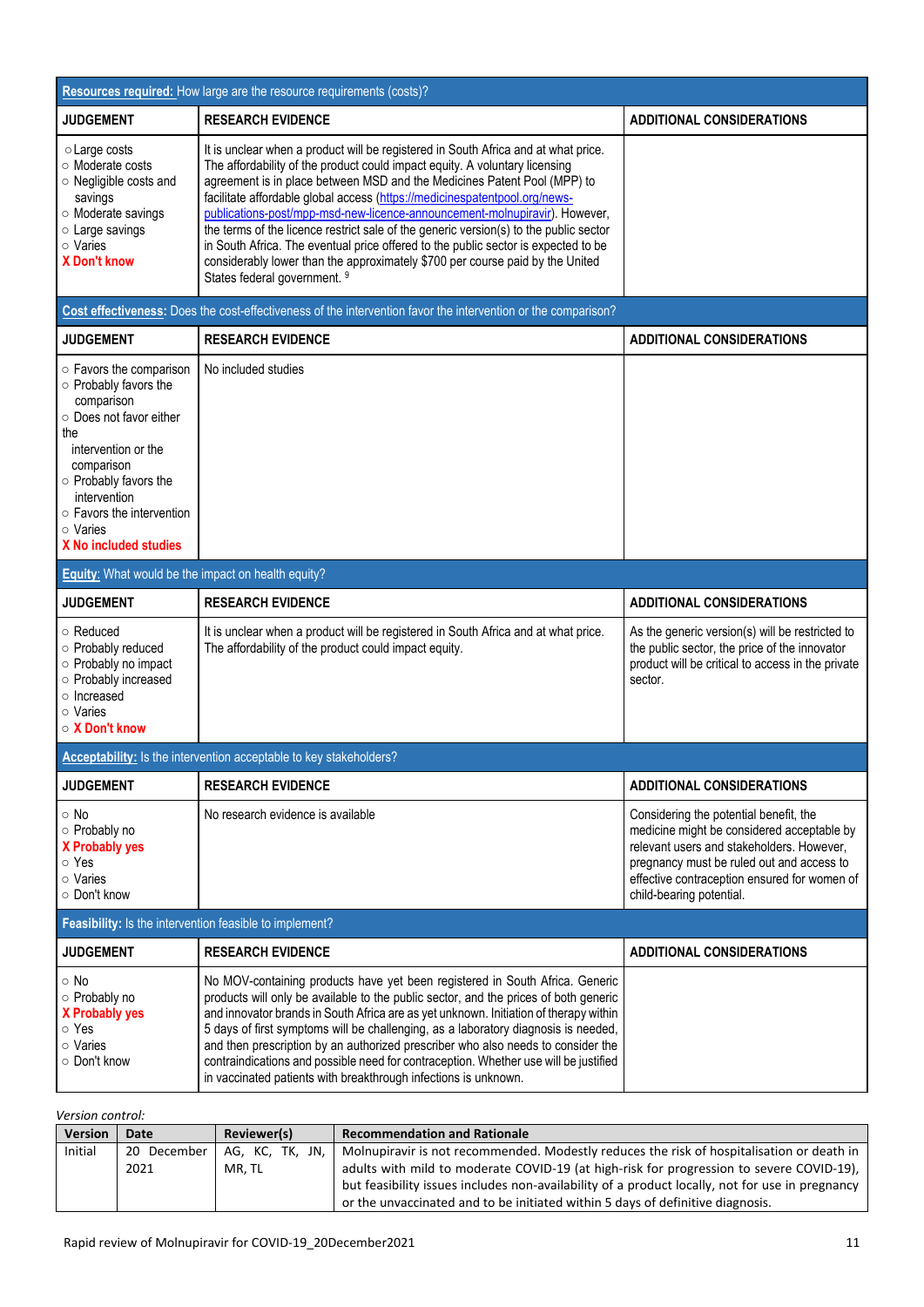| **Resources required:** How large are the resource requirements (costs)? | | |
|---|---|---|
| **JUDGEMENT** | **RESEARCH EVIDENCE** | **ADDITIONAL CONSIDERATIONS** |
| ○ Large costs<br>○ Moderate costs<br>○ Negligible costs and savings<br>○ Moderate savings<br>○ Large savings<br>○ Varies<br>**X Don't know** | It is unclear when a product will be registered in South Africa and at what price. The affordability of the product could impact equity. A voluntary licensing agreement is in place between MSD and the Medicines Patent Pool (MPP) to facilitate affordable global access (https://medicinespatentpool.org/news-publications-post/mpp-msd-new-licence-announcement-molnupiravir). However, the terms of the licence restrict sale of the generic version(s) to the public sector in South Africa. The eventual price offered to the public sector is expected to be considerably lower than the approximately $700 per course paid by the United States federal government. [9] | |

| **Cost effectiveness:** Does the cost-effectiveness of the intervention favor the intervention or the comparison? | | |
|---|---|---|
| **JUDGEMENT** | **RESEARCH EVIDENCE** | **ADDITIONAL CONSIDERATIONS** |
| ○ Favors the comparison<br>○ Probably favors the comparison<br>○ Does not favor either the intervention or the comparison<br>○ Probably favors the intervention<br>○ Favors the intervention<br>○ Varies<br>**X No included studies** | No included studies | |

| **Equity:** What would be the impact on health equity? | | |
|---|---|---|
| **JUDGEMENT** | **RESEARCH EVIDENCE** | **ADDITIONAL CONSIDERATIONS** |
| ○ Reduced<br>○ Probably reduced<br>○ Probably no impact<br>○ Probably increased<br>○ Increased<br>○ Varies<br>○ **X Don't know** | It is unclear when a product will be registered in South Africa and at what price. The affordability of the product could impact equity. | As the generic version(s) will be restricted to the public sector, the price of the innovator product will be critical to access in the private sector. |

| **Acceptability:** Is the intervention acceptable to key stakeholders? | | |
|---|---|---|
| **JUDGEMENT** | **RESEARCH EVIDENCE** | **ADDITIONAL CONSIDERATIONS** |
| ○ No<br>○ Probably no<br>**X Probably yes**<br>○ Yes<br>○ Varies<br>○ Don't know | No research evidence is available | Considering the potential benefit, the medicine might be considered acceptable by relevant users and stakeholders. However, pregnancy must be ruled out and access to effective contraception ensured for women of child-bearing potential. |

| **Feasibility:** Is the intervention feasible to implement? | | |
|---|---|---|
| **JUDGEMENT** | **RESEARCH EVIDENCE** | **ADDITIONAL CONSIDERATIONS** |
| ○ No<br>○ Probably no<br>**X Probably yes**<br>○ Yes<br>○ Varies<br>○ Don't know | No MOV-containing products have yet been registered in South Africa. Generic products will only be available to the public sector, and the prices of both generic and innovator brands in South Africa are as yet unknown. Initiation of therapy within 5 days of first symptoms will be challenging, as a laboratory diagnosis is needed, and then prescription by an authorized prescriber who also needs to consider the contraindications and possible need for contraception. Whether use will be justified in vaccinated patients with breakthrough infections is unknown. | |

*Version control:*

| Version | Date | Reviewer(s) | Recommendation and Rationale |
|---|---|---|---|
| Initial | 20 December 2021 | AG, KC, TK, JN, MR, TL | Molnupiravir is not recommended. Modestly reduces the risk of hospitalisation or death in adults with mild to moderate COVID-19 (at high-risk for progression to severe COVID-19), but feasibility issues includes non-availability of a product locally, not for use in pregnancy or the unvaccinated and to be initiated within 5 days of definitive diagnosis. |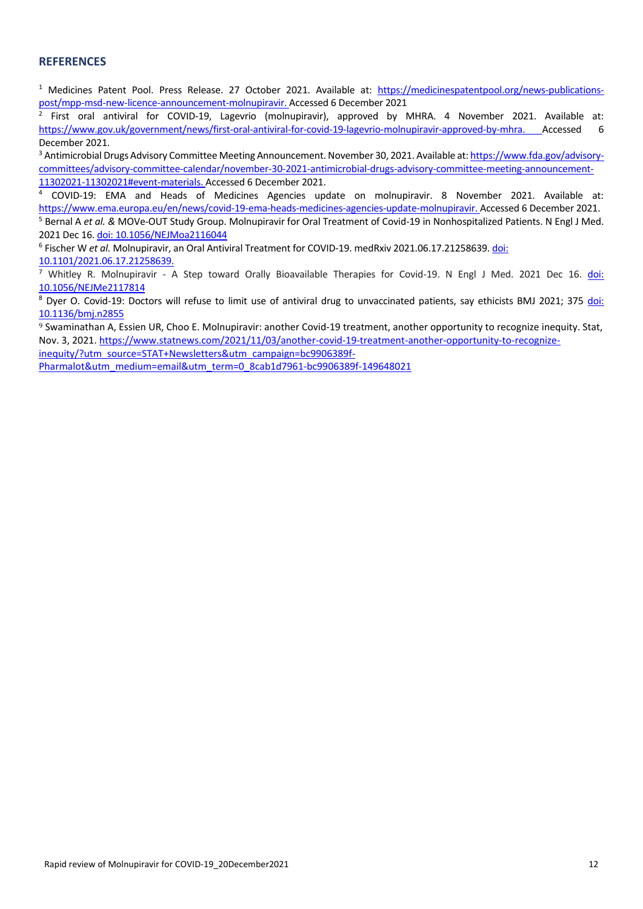## REFERENCES

[1] Medicines Patent Pool. Press Release. 27 October 2021. Available at: https://medicinespatentpool.org/news-publications-post/mpp-msd-new-licence-announcement-molnupiravir. Accessed 6 December 2021

[2] First oral antiviral for COVID-19, Lagevrio (molnupiravir), approved by MHRA. 4 November 2021. Available at: https://www.gov.uk/government/news/first-oral-antiviral-for-covid-19-lagevrio-molnupiravir-approved-by-mhra. Accessed 6 December 2021.

[3] Antimicrobial Drugs Advisory Committee Meeting Announcement. November 30, 2021. Available at: https://www.fda.gov/advisory-committees/advisory-committee-calendar/november-30-2021-antimicrobial-drugs-advisory-committee-meeting-announcement-11302021-11302021#event-materials. Accessed 6 December 2021.

[4] COVID-19: EMA and Heads of Medicines Agencies update on molnupiravir. 8 November 2021. Available at: https://www.ema.europa.eu/en/news/covid-19-ema-heads-medicines-agencies-update-molnupiravir. Accessed 6 December 2021.

[5] Bernal A *et al.* & MOVe-OUT Study Group. Molnupiravir for Oral Treatment of Covid-19 in Nonhospitalized Patients. N Engl J Med. 2021 Dec 16. doi: 10.1056/NEJMoa2116044

[6] Fischer W *et al.* Molnupiravir, an Oral Antiviral Treatment for COVID-19. medRxiv 2021.06.17.21258639. doi: 10.1101/2021.06.17.21258639.

[7] Whitley R. Molnupiravir - A Step toward Orally Bioavailable Therapies for Covid-19. N Engl J Med. 2021 Dec 16. doi: 10.1056/NEJMe2117814

[8] Dyer O. Covid-19: Doctors will refuse to limit use of antiviral drug to unvaccinated patients, say ethicists BMJ 2021; 375 doi: 10.1136/bmj.n2855

[9] Swaminathan A, Essien UR, Choo E. Molnupiravir: another Covid-19 treatment, another opportunity to recognize inequity. Stat, Nov. 3, 2021. https://www.statnews.com/2021/11/03/another-covid-19-treatment-another-opportunity-to-recognize-inequity/?utm_source=STAT+Newsletters&utm_campaign=bc9906389f-Pharmalot&utm_medium=email&utm_term=0_8cab1d7961-bc9906389f-149648021